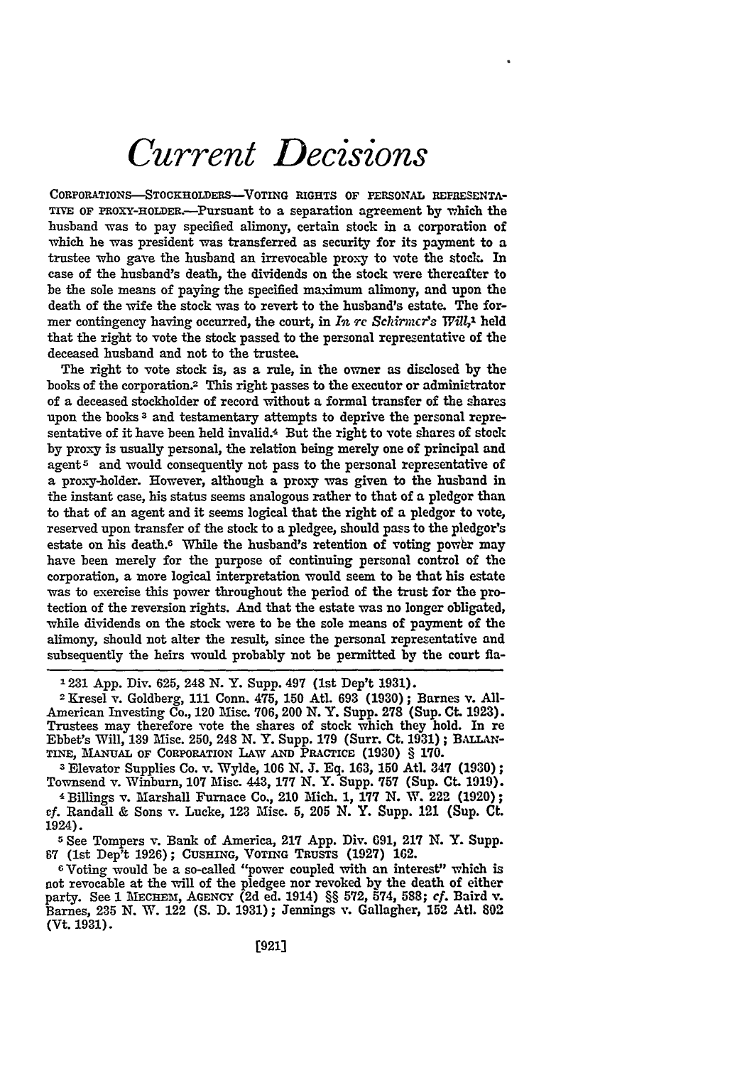# *Current Decisions*

CORPORATIONS—STOCKHOLDERS—VOTING RIGHTS OF PERSONAL REPRESENTATIVE OF PROXY-HOLDER.—Pursuant to a separation agreement by which the husband was to pay specified alimony, certain stock in a corporation of which he was president was transferred as security for its payment to a trustee who gave the husband an irrevocable proxy to vote the stock. In case of the husband's death, the dividends on the stock were thereafter to be the sole means of paying the specified maximum alimony, and upon the death of the wife the stock was to revert to the husband's estate. The former contingency having occurred, the court, in *In re Schirmer's Will*,[1] held that the right to vote the stock passed to the personal representative of the deceased husband and not to the trustee.

The right to vote stock is, as a rule, in the owner as disclosed by the books of the corporation.[2] This right passes to the executor or administrator of a deceased stockholder of record without a formal transfer of the shares upon the books[3] and testamentary attempts to deprive the personal representative of it have been held invalid.[4] But the right to vote shares of stock by proxy is usually personal, the relation being merely one of principal and agent[5] and would consequently not pass to the personal representative of a proxy-holder. However, although a proxy was given to the husband in the instant case, his status seems analogous rather to that of a pledgor than to that of an agent and it seems logical that the right of a pledgor to vote, reserved upon transfer of the stock to a pledgee, should pass to the pledgor's estate on his death.[6] While the husband's retention of voting power may have been merely for the purpose of continuing personal control of the corporation, a more logical interpretation would seem to be that his estate was to exercise this power throughout the period of the trust for the protection of the reversion rights. And that the estate was no longer obligated, while dividends on the stock were to be the sole means of payment of the alimony, should not alter the result, since the personal representative and subsequently the heirs would probably not be permitted by the court fla-

---

[1] 231 App. Div. 625, 248 N. Y. Supp. 497 (1st Dep't 1931).

[2] Kresel v. Goldberg, 111 Conn. 475, 150 Atl. 693 (1930); Barnes v. All-American Investing Co., 120 Misc. 706, 200 N. Y. Supp. 278 (Sup. Ct. 1923). Trustees may therefore vote the shares of stock which they hold. In re Ebbet's Will, 139 Misc. 250, 248 N. Y. Supp. 179 (Surr. Ct. 1931); BALLANTINE, MANUAL OF CORPORATION LAW AND PRACTICE (1930) § 170.

[3] Elevator Supplies Co. v. Wylde, 106 N. J. Eq. 163, 150 Atl. 347 (1930); Townsend v. Winburn, 107 Misc. 443, 177 N. Y. Supp. 757 (Sup. Ct. 1919).

[4] Billings v. Marshall Furnace Co., 210 Mich. 1, 177 N. W. 222 (1920); *cf.* Randall & Sons v. Lucke, 123 Misc. 5, 205 N. Y. Supp. 121 (Sup. Ct. 1924).

[5] See Tompers v. Bank of America, 217 App. Div. 691, 217 N. Y. Supp. 67 (1st Dep't 1926); CUSHING, VOTING TRUSTS (1927) 162.

[6] Voting would be a so-called "power coupled with an interest" which is not revocable at the will of the pledgee nor revoked by the death of either party. See 1 MECHEM, AGENCY (2d ed. 1914) §§ 572, 574, 588; *cf.* Baird v. Barnes, 235 N. W. 122 (S. D. 1931); Jennings v. Gallagher, 152 Atl. 802 (Vt. 1931).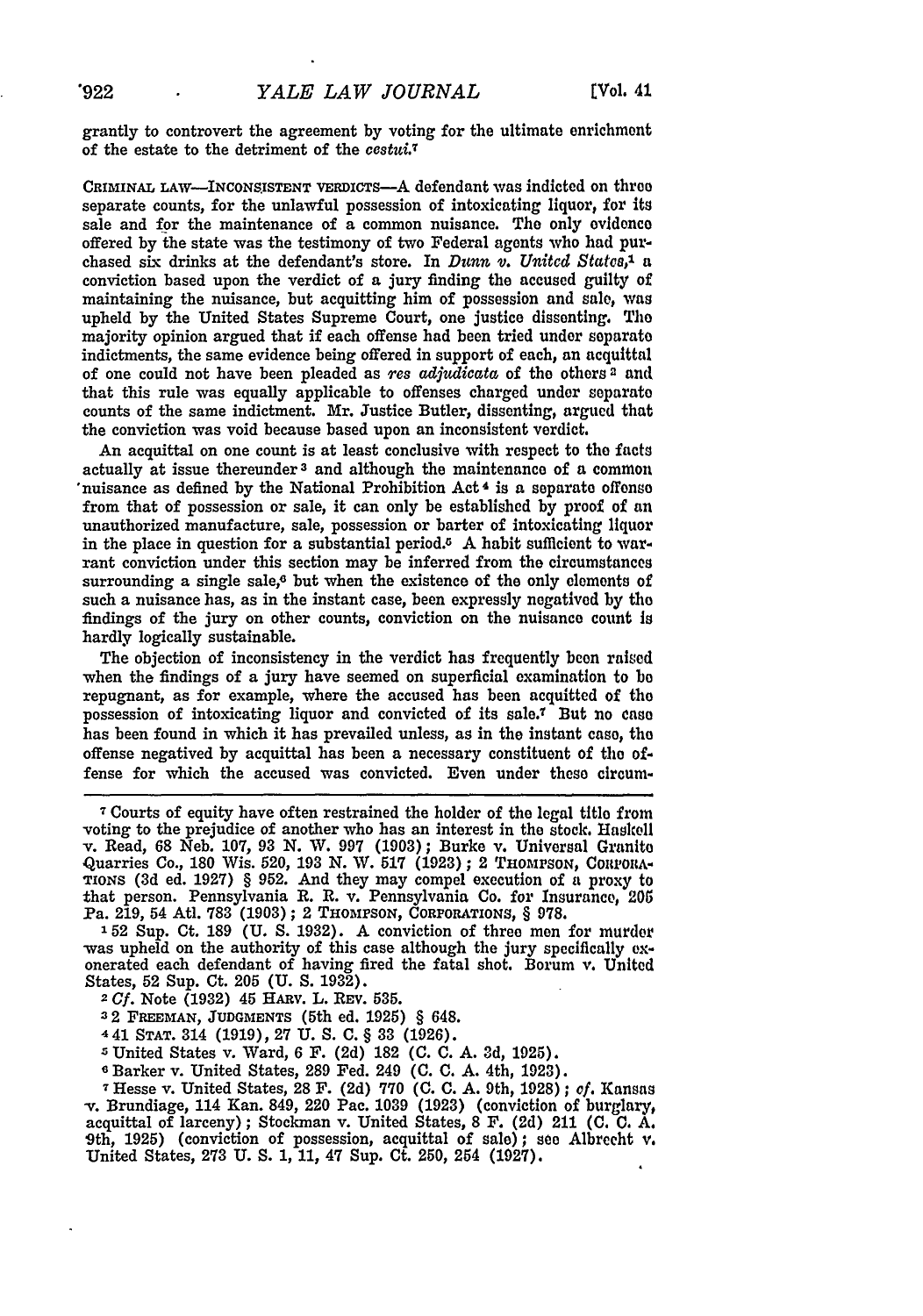grantly to controvert the agreement by voting for the ultimate enrichment of the estate to the detriment of the *cestui*.[7]

CRIMINAL LAW—INCONSISTENT VERDICTS—A defendant was indicted on three separate counts, for the unlawful possession of intoxicating liquor, for its sale and for the maintenance of a common nuisance. The only evidence offered by the state was the testimony of two Federal agents who had purchased six drinks at the defendant's store. In *Dunn v. United States*,[1] a conviction based upon the verdict of a jury finding the accused guilty of maintaining the nuisance, but acquitting him of possession and sale, was upheld by the United States Supreme Court, one justice dissenting. The majority opinion argued that if each offense had been tried under separate indictments, the same evidence being offered in support of each, an acquittal of one could not have been pleaded as *res adjudicata* of the others[2] and that this rule was equally applicable to offenses charged under separate counts of the same indictment. Mr. Justice Butler, dissenting, argued that the conviction was void because based upon an inconsistent verdict.

An acquittal on one count is at least conclusive with respect to the facts actually at issue thereunder[3] and although the maintenance of a common nuisance as defined by the National Prohibition Act[4] is a separate offense from that of possession or sale, it can only be established by proof of an unauthorized manufacture, sale, possession or barter of intoxicating liquor in the place in question for a substantial period.[5] A habit sufficient to warrant conviction under this section may be inferred from the circumstances surrounding a single sale,[6] but when the existence of the only elements of such a nuisance has, as in the instant case, been expressly negatived by the findings of the jury on other counts, conviction on the nuisance count is hardly logically sustainable.

The objection of inconsistency in the verdict has frequently been raised when the findings of a jury have seemed on superficial examination to be repugnant, as for example, where the accused has been acquitted of the possession of intoxicating liquor and convicted of its sale.[7] But no case has been found in which it has prevailed unless, as in the instant case, the offense negatived by acquittal has been a necessary constituent of the offense for which the accused was convicted. Even under these circum-

---

[7] Courts of equity have often restrained the holder of the legal title from voting to the prejudice of another who has an interest in the stock. Haskell v. Read, 68 Neb. 107, 93 N. W. 997 (1903); Burke v. Universal Granite Quarries Co., 180 Wis. 520, 193 N. W. 517 (1923); 2 THOMPSON, CORPORATIONS (3d ed. 1927) § 952. And they may compel execution of a proxy to that person. Pennsylvania R. R. v. Pennsylvania Co. for Insurance, 205 Pa. 219, 54 Atl. 783 (1903); 2 THOMPSON, CORPORATIONS, § 978.

[1] 52 Sup. Ct. 189 (U. S. 1932). A conviction of three men for murder was upheld on the authority of this case although the jury specifically exonerated each defendant of having fired the fatal shot. Borum v. United States, 52 Sup. Ct. 205 (U. S. 1932).

[2] *Cf.* Note (1932) 45 HARV. L. REV. 535.

[3] 2 FREEMAN, JUDGMENTS (5th ed. 1925) § 648.

[4] 41 STAT. 314 (1919), 27 U. S. C. § 33 (1926).

[5] United States v. Ward, 6 F. (2d) 182 (C. C. A. 3d, 1925).

[6] Barker v. United States, 289 Fed. 249 (C. C. A. 4th, 1923).

[7] Hesse v. United States, 28 F. (2d) 770 (C. C. A. 9th, 1928); *cf.* Kansas v. Brundiage, 114 Kan. 849, 220 Pac. 1039 (1923) (conviction of burglary, acquittal of larceny); Stockman v. United States, 8 F. (2d) 211 (C. C. A. 9th, 1925) (conviction of possession, acquittal of sale); see Albrecht v. United States, 273 U. S. 1, 11, 47 Sup. Ct. 250, 254 (1927).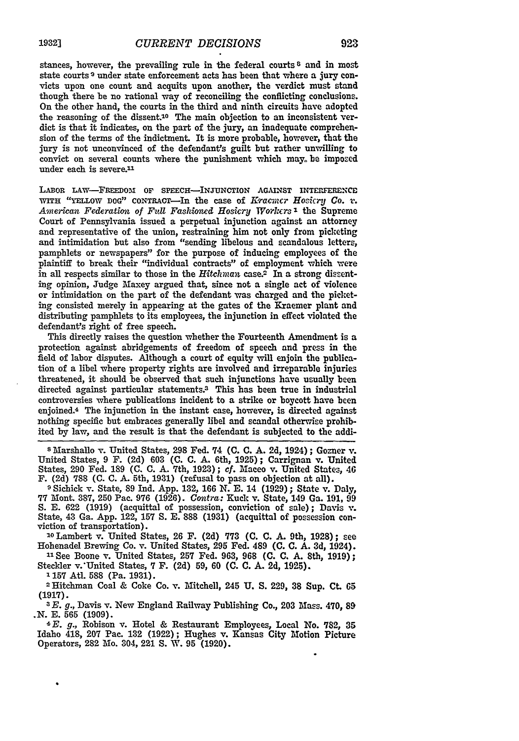stances, however, the prevailing rule in the federal courts [8] and in most state courts [9] under state enforcement acts has been that where a jury convicts upon one count and acquits upon another, the verdict must stand though there be no rational way of reconciling the conflicting conclusions. On the other hand, the courts in the third and ninth circuits have adopted the reasoning of the dissent.[10] The main objection to an inconsistent verdict is that it indicates, on the part of the jury, an inadequate comprehension of the terms of the indictment. It is more probable, however, that the jury is not unconvinced of the defendant's guilt but rather unwilling to convict on several counts where the punishment which may be imposed under each is severe.[11]

LABOR LAW—FREEDOM OF SPEECH—INJUNCTION AGAINST INTERFERENCE WITH "YELLOW DOG" CONTRACT—In the case of *Kraemer Hosiery Co. v. American Federation of Full Fashioned Hosiery Workers* [1] the Supreme Court of Pennsylvania issued a perpetual injunction against an attorney and representative of the union, restraining him not only from picketing and intimidation but also from "sending libelous and scandalous letters, pamphlets or newspapers" for the purpose of inducing employees of the plaintiff to break their "individual contracts" of employment which were in all respects similar to those in the *Hitchman* case.[2] In a strong dissenting opinion, Judge Maxey argued that, since not a single act of violence or intimidation on the part of the defendant was charged and the picketing consisted merely in appearing at the gates of the Kraemer plant and distributing pamphlets to its employees, the injunction in effect violated the defendant's right of free speech.

This directly raises the question whether the Fourteenth Amendment is a protection against abridgements of freedom of speech and press in the field of labor disputes. Although a court of equity will enjoin the publication of a libel where property rights are involved and irreparable injuries threatened, it should be observed that such injunctions have usually been directed against particular statements.[3] This has been true in industrial controversies where publications incident to a strike or boycott have been enjoined.[4] The injunction in the instant case, however, is directed against nothing specific but embraces generally libel and scandal otherwise prohibited by law, and the result is that the defendant is subjected to the addi-

---

[8] Marshallo v. United States, 298 Fed. 74 (C. C. A. 2d, 1924); Gozner v. United States, 9 F. (2d) 603 (C. C. A. 6th, 1925); Carrignan v. United States, 290 Fed. 189 (C. C. A. 7th, 1923); *cf.* Maceo v. United States, 46 F. (2d) 788 (C. C. A. 5th, 1931) (refusal to pass on objection at all).

[9] Sichick v. State, 89 Ind. App. 132, 166 N. E. 14 (1929); State v. Daly, 77 Mont. 387, 250 Pac. 976 (1926). *Contra:* Kuck v. State, 149 Ga. 191, 99 S. E. 622 (1919) (acquittal of possession, conviction of sale); Davis v. State, 43 Ga. App. 122, 157 S. E. 888 (1931) (acquittal of possession conviction of transportation).

[10] Lambert v. United States, 26 F. (2d) 773 (C. C. A. 9th, 1928); see Hohenadel Brewing Co. v. United States, 295 Fed. 489 (C. C. A. 3d, 1924).

[11] See Boone v. United States, 257 Fed. 963, 968 (C. C. A. 8th, 1919); Steckler v. United States, 7 F. (2d) 59, 60 (C. C. A. 2d, 1925).

[1] 157 Atl. 588 (Pa. 1931).

[2] Hitchman Coal & Coke Co. v. Mitchell, 245 U. S. 229, 38 Sup. Ct. 65 (1917).

[3] *E. g.*, Davis v. New England Railway Publishing Co., 203 Mass. 470, 89 N. E. 565 (1909).

[4] *E. g.*, Robison v. Hotel & Restaurant Employees, Local No. 782, 35 Idaho 418, 207 Pac. 132 (1922); Hughes v. Kansas City Motion Picture Operators, 282 Mo. 304, 221 S. W. 95 (1920).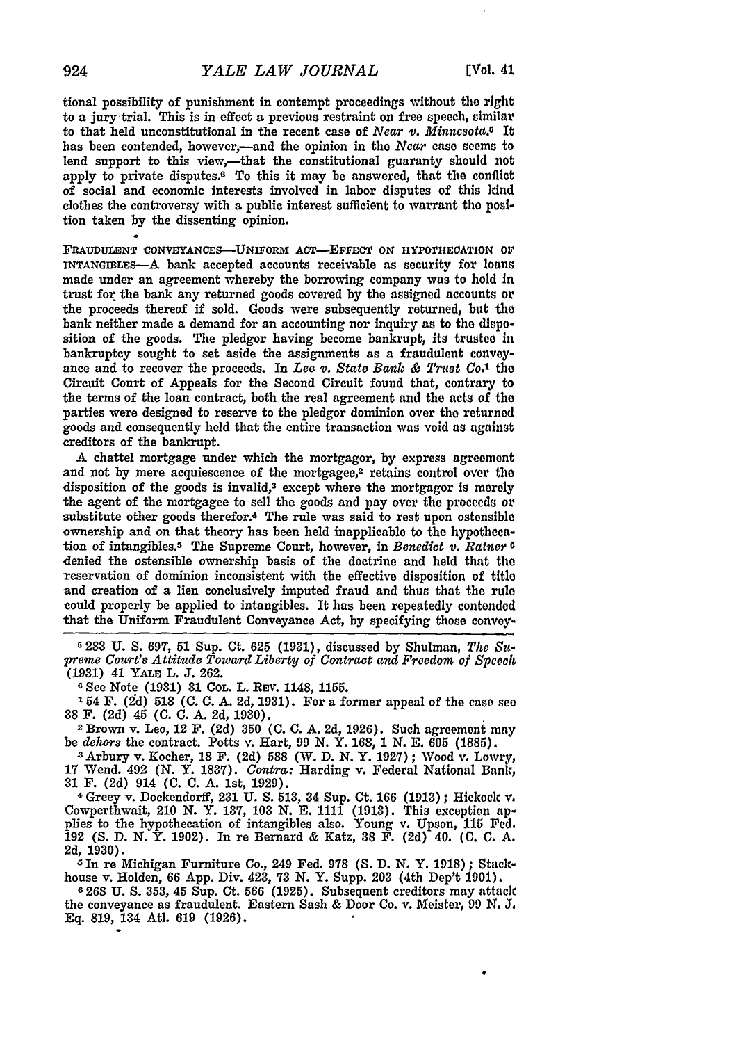tional possibility of punishment in contempt proceedings without the right to a jury trial. This is in effect a previous restraint on free speech, similar to that held unconstitutional in the recent case of *Near v. Minnesota*.[5] It has been contended, however,—and the opinion in the *Near* case seems to lend support to this view,—that the constitutional guaranty should not apply to private disputes.[6] To this it may be answered, that the conflict of social and economic interests involved in labor disputes of this kind clothes the controversy with a public interest sufficient to warrant the position taken by the dissenting opinion.

FRAUDULENT CONVEYANCES—UNIFORM ACT—EFFECT ON HYPOTHECATION OF INTANGIBLES—A bank accepted accounts receivable as security for loans made under an agreement whereby the borrowing company was to hold in trust for the bank any returned goods covered by the assigned accounts or the proceeds thereof if sold. Goods were subsequently returned, but the bank neither made a demand for an accounting nor inquiry as to the disposition of the goods. The pledgor having become bankrupt, its trustee in bankruptcy sought to set aside the assignments as a fraudulent conveyance and to recover the proceeds. In *Lee v. State Bank & Trust Co.*[1] the Circuit Court of Appeals for the Second Circuit found that, contrary to the terms of the loan contract, both the real agreement and the acts of the parties were designed to reserve to the pledgor dominion over the returned goods and consequently held that the entire transaction was void as against creditors of the bankrupt.

A chattel mortgage under which the mortgagor, by express agreement and not by mere acquiescence of the mortgagee,[2] retains control over the disposition of the goods is invalid,[3] except where the mortgagor is merely the agent of the mortgagee to sell the goods and pay over the proceeds or substitute other goods therefor.[4] The rule was said to rest upon ostensible ownership and on that theory has been held inapplicable to the hypothecation of intangibles.[5] The Supreme Court, however, in *Benedict v. Ratner*[6] denied the ostensible ownership basis of the doctrine and held that the reservation of dominion inconsistent with the effective disposition of title and creation of a lien conclusively imputed fraud and thus that the rule could properly be applied to intangibles. It has been repeatedly contended that the Uniform Fraudulent Conveyance Act, by specifying those convey-

---

[5] 283 U. S. 697, 51 Sup. Ct. 625 (1931), discussed by Shulman, *The Supreme Court's Attitude Toward Liberty of Contract and Freedom of Speech* (1931) 41 YALE L. J. 262.

[6] See Note (1931) 31 COL. L. REV. 1148, 1155.

[1] 54 F. (2d) 518 (C. C. A. 2d, 1931). For a former appeal of the case see 38 F. (2d) 45 (C. C. A. 2d, 1930).

[2] Brown v. Leo, 12 F. (2d) 350 (C. C. A. 2d, 1926). Such agreement may be *dehors* the contract. Potts v. Hart, 99 N. Y. 168, 1 N. E. 605 (1885).

[3] Arbury v. Kocher, 18 F. (2d) 588 (W. D. N. Y. 1927); Wood v. Lowry, 17 Wend. 492 (N. Y. 1837). *Contra:* Harding v. Federal National Bank, 31 F. (2d) 914 (C. C. A. 1st, 1929).

[4] Greey v. Dockendorff, 231 U. S. 513, 34 Sup. Ct. 166 (1913); Hickock v. Cowperthwait, 210 N. Y. 137, 103 N. E. 1111 (1913). This exception applies to the hypothecation of intangibles also. Young v. Upson, 115 Fed. 192 (S. D. N. Y. 1902). In re Bernard & Katz, 38 F. (2d) 40. (C. C. A. 2d, 1930).

[5] In re Michigan Furniture Co., 249 Fed. 978 (S. D. N. Y. 1918); Stackhouse v. Holden, 66 App. Div. 423, 73 N. Y. Supp. 203 (4th Dep't 1901).

[6] 268 U. S. 353, 45 Sup. Ct. 566 (1925). Subsequent creditors may attack the conveyance as fraudulent. Eastern Sash & Door Co. v. Meister, 99 N. J. Eq. 819, 134 Atl. 619 (1926).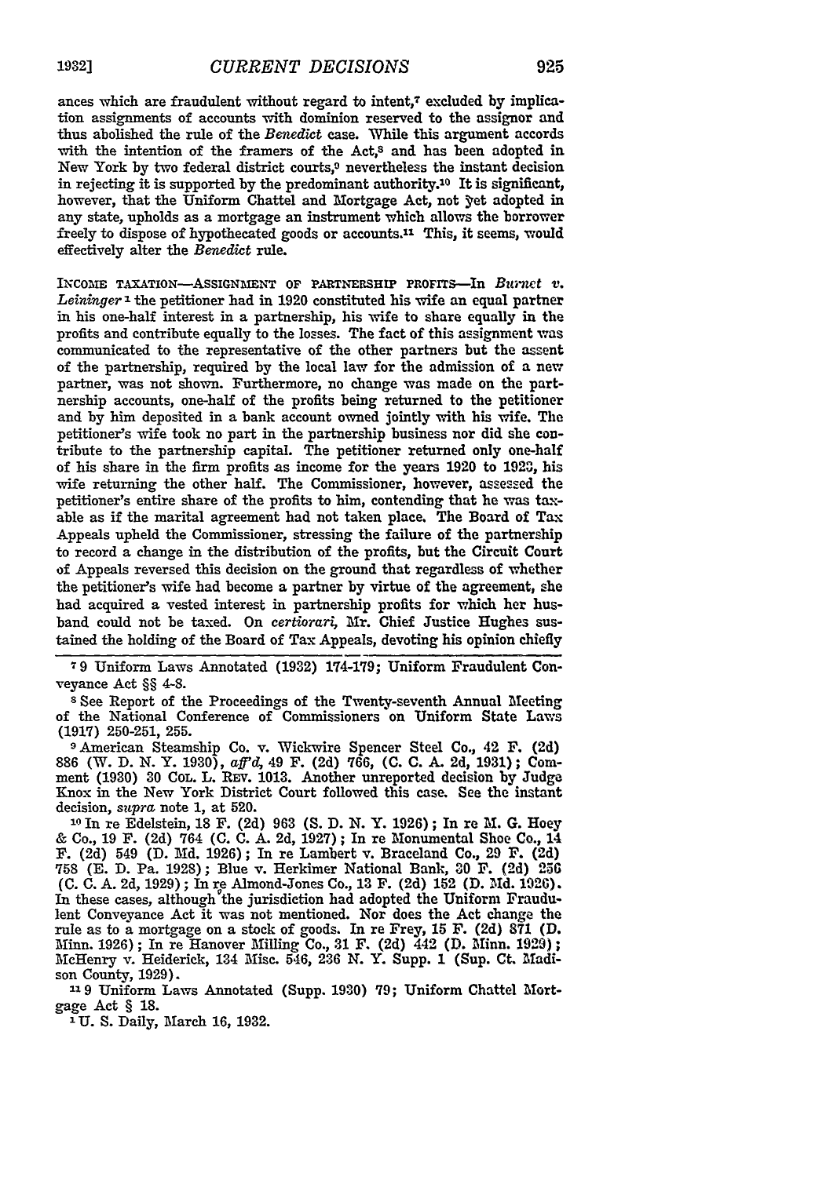ances which are fraudulent without regard to intent,[7] excluded by implication assignments of accounts with dominion reserved to the assignor and thus abolished the rule of the *Benedict* case. While this argument accords with the intention of the framers of the Act,[8] and has been adopted in New York by two federal district courts,[9] nevertheless the instant decision in rejecting it is supported by the predominant authority.[10] It is significant, however, that the Uniform Chattel and Mortgage Act, not yet adopted in any state, upholds as a mortgage an instrument which allows the borrower freely to dispose of hypothecated goods or accounts.[11] This, it seems, would effectively alter the *Benedict* rule.

INCOME TAXATION—ASSIGNMENT OF PARTNERSHIP PROFITS—In *Burnet v. Leininger*[1] the petitioner had in 1920 constituted his wife an equal partner in his one-half interest in a partnership, his wife to share equally in the profits and contribute equally to the losses. The fact of this assignment was communicated to the representative of the other partners but the assent of the partnership, required by the local law for the admission of a new partner, was not shown. Furthermore, no change was made on the partnership accounts, one-half of the profits being returned to the petitioner and by him deposited in a bank account owned jointly with his wife. The petitioner's wife took no part in the partnership business nor did she contribute to the partnership capital. The petitioner returned only one-half of his share in the firm profits as income for the years 1920 to 1923, his wife returning the other half. The Commissioner, however, assessed the petitioner's entire share of the profits to him, contending that he was taxable as if the marital agreement had not taken place. The Board of Tax Appeals upheld the Commissioner, stressing the failure of the partnership to record a change in the distribution of the profits, but the Circuit Court of Appeals reversed this decision on the ground that regardless of whether the petitioner's wife had become a partner by virtue of the agreement, she had acquired a vested interest in partnership profits for which her husband could not be taxed. On *certiorari*, Mr. Chief Justice Hughes sustained the holding of the Board of Tax Appeals, devoting his opinion chiefly

---

[7] 9 Uniform Laws Annotated (1932) 174-179; Uniform Fraudulent Conveyance Act §§ 4-8.

[8] See Report of the Proceedings of the Twenty-seventh Annual Meeting of the National Conference of Commissioners on Uniform State Laws (1917) 250-251, 255.

[9] American Steamship Co. v. Wickwire Spencer Steel Co., 42 F. (2d) 886 (W. D. N. Y. 1930), *aff'd*, 49 F. (2d) 766, (C. C. A. 2d, 1931); Comment (1930) 30 COL. L. REV. 1013. Another unreported decision by Judge Knox in the New York District Court followed this case. See the instant decision, *supra* note 1, at 520.

[10] In re Edelstein, 18 F. (2d) 963 (S. D. N. Y. 1926); In re M. G. Hoey & Co., 19 F. (2d) 764 (C. C. A. 2d, 1927); In re Monumental Shoe Co., 14 F. (2d) 549 (D. Md. 1926); In re Lambert v. Braceland Co., 29 F. (2d) 758 (E. D. Pa. 1928); Blue v. Herkimer National Bank, 30 F. (2d) 256 (C. C. A. 2d, 1929); In re Almond-Jones Co., 13 F. (2d) 152 (D. Md. 1926). In these cases, although the jurisdiction had adopted the Uniform Fraudulent Conveyance Act it was not mentioned. Nor does the Act change the rule as to a mortgage on a stock of goods. In re Frey, 15 F. (2d) 871 (D. Minn. 1926); In re Hanover Milling Co., 31 F. (2d) 442 (D. Minn. 1929); McHenry v. Heiderick, 134 Misc. 546, 236 N. Y. Supp. 1 (Sup. Ct. Madison County, 1929).

[11] 9 Uniform Laws Annotated (Supp. 1930) 79; Uniform Chattel Mortgage Act § 18.

[1] U. S. Daily, March 16, 1932.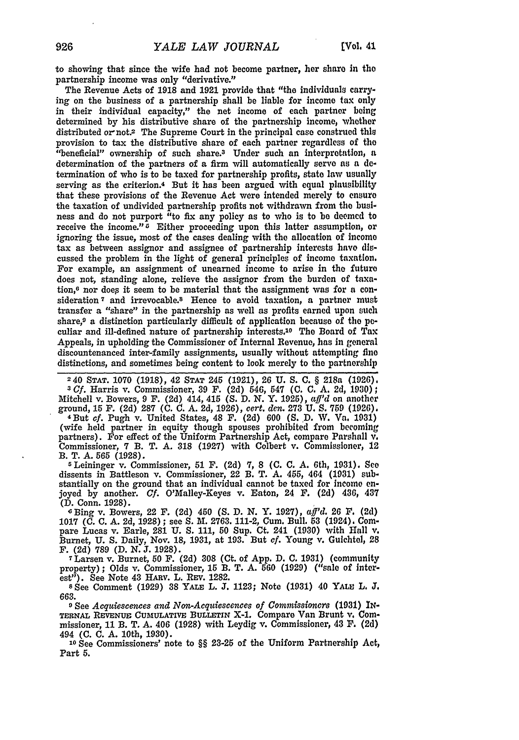to showing that since the wife had not become partner, her share in the partnership income was only "derivative."

The Revenue Acts of 1918 and 1921 provide that "the individuals carrying on the business of a partnership shall be liable for income tax only in their individual capacity," the net income of each partner being determined by his distributive share of the partnership income, whether distributed or not.[2] The Supreme Court in the principal case construed this provision to tax the distributive share of each partner regardless of the "beneficial" ownership of such share.[3] Under such an interpretation, a determination of the partners of a firm will automatically serve as a determination of who is to be taxed for partnership profits, state law usually serving as the criterion.[4] But it has been argued with equal plausibility that these provisions of the Revenue Act were intended merely to ensure the taxation of undivided partnership profits not withdrawn from the business and do not purport "to fix any policy as to who is to be deemed to receive the income."[5] Either proceeding upon this latter assumption, or ignoring the issue, most of the cases dealing with the allocation of income tax as between assignor and assignee of partnership interests have discussed the problem in the light of general principles of income taxation. For example, an assignment of unearned income to arise in the future does not, standing alone, relieve the assignor from the burden of taxation,[6] nor does it seem to be material that the assignment was for a consideration[7] and irrevocable.[8] Hence to avoid taxation, a partner must transfer a "share" in the partnership as well as profits earned upon such share,[9] a distinction particularly difficult of application because of the peculiar and ill-defined nature of partnership interests.[10] The Board of Tax Appeals, in upholding the Commissioner of Internal Revenue, has in general discountenanced inter-family assignments, usually without attempting fine distinctions, and sometimes being content to look merely to the partnership

---

[2] 40 STAT. 1070 (1918), 42 STAT 245 (1921), 26 U. S. C. § 218a (1926).

[3] *Cf.* Harris v. Commissioner, 39 F. (2d) 546, 547 (C. C. A. 2d, 1930); Mitchell v. Bowers, 9 F. (2d) 414, 415 (S. D. N. Y. 1925), *aff'd* on another ground, 15 F. (2d) 287 (C. C. A. 2d, 1926), *cert. den.* 273 U. S. 759 (1926).

[4] But *cf.* Pugh v. United States, 48 F. (2d) 600 (S. D. W. Va. 1931) (wife held partner in equity though spouses prohibited from becoming partners). For effect of the Uniform Partnership Act, compare Parshall v. Commissioner, 7 B. T. A. 318 (1927) with Colbert v. Commissioner, 12 B. T. A. 565 (1928).

[5] Leininger v. Commissioner, 51 F. (2d) 7, 8 (C. C. A. 6th, 1931). See dissents in Battleson v. Commissioner, 22 B. T. A. 455, 464 (1931) substantially on the ground that an individual cannot be taxed for income enjoyed by another. *Cf.* O'Malley-Keyes v. Eaton, 24 F. (2d) 436, 437 (D. Conn. 1928).

[6] Bing v. Bowers, 22 F. (2d) 450 (S. D. N. Y. 1927), *aff'd.* 26 F. (2d) 1017 (C. C. A. 2d, 1928); see S. M. 2763. 111-2, Cum. Bull. 53 (1924). Compare Lucas v. Earle, 281 U. S. 111, 50 Sup. Ct. 241 (1930) with Hall v. Burnet, U. S. Daily, Nov. 18, 1931, at 193. But *cf.* Young v. Guichtel, 28 F. (2d) 789 (D. N. J. 1928).

[7] Larsen v. Burnet, 50 F. (2d) 308 (Ct. of App. D. C. 1931) (community property); Olds v. Commissioner, 15 B. T. A. 560 (1929) ("sale of interest"). See Note 43 HARV. L. REV. 1282.

[8] See Comment (1929) 38 YALE L. J. 1123; Note (1931) 40 YALE L. J. 663.

[9] See *Acquiescences and Non-Acquiescences of Commissioners* (1931) INTERNAL REVENUE CUMULATIVE BULLETIN X-1. Compare Van Brunt v. Commissioner, 11 B. T. A. 406 (1928) with Leydig v. Commissioner, 43 F. (2d) 494 (C. C. A. 10th, 1930).

[10] See Commissioners' note to §§ 23-25 of the Uniform Partnership Act, Part 5.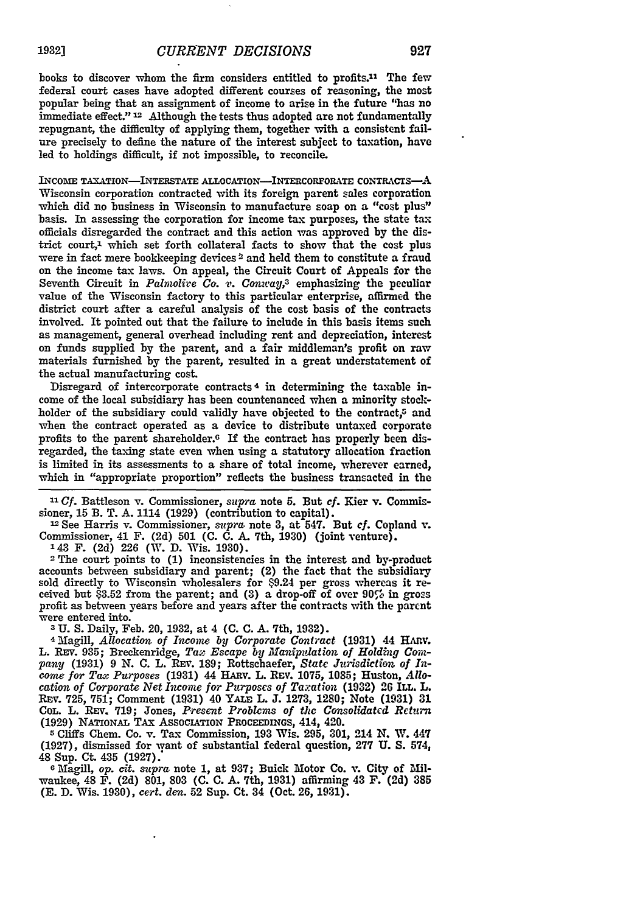books to discover whom the firm considers entitled to profits.[11] The few federal court cases have adopted different courses of reasoning, the most popular being that an assignment of income to arise in the future "has no immediate effect." [12] Although the tests thus adopted are not fundamentally repugnant, the difficulty of applying them, together with a consistent failure precisely to define the nature of the interest subject to taxation, have led to holdings difficult, if not impossible, to reconcile.

INCOME TAXATION—INTERSTATE ALLOCATION—INTERCORPORATE CONTRACTS—A Wisconsin corporation contracted with its foreign parent sales corporation which did no business in Wisconsin to manufacture soap on a "cost plus" basis. In assessing the corporation for income tax purposes, the state tax officials disregarded the contract and this action was approved by the district court,[1] which set forth collateral facts to show that the cost plus were in fact mere bookkeeping devices [2] and held them to constitute a fraud on the income tax laws. On appeal, the Circuit Court of Appeals for the Seventh Circuit in *Palmolive Co. v. Conway*,[3] emphasizing the peculiar value of the Wisconsin factory to this particular enterprise, affirmed the district court after a careful analysis of the cost basis of the contracts involved. It pointed out that the failure to include in this basis items such as management, general overhead including rent and depreciation, interest on funds supplied by the parent, and a fair middleman's profit on raw materials furnished by the parent, resulted in a great understatement of the actual manufacturing cost.

Disregard of intercorporate contracts [4] in determining the taxable income of the local subsidiary has been countenanced when a minority stockholder of the subsidiary could validly have objected to the contract,[5] and when the contract operated as a device to distribute untaxed corporate profits to the parent shareholder.[6] If the contract has properly been disregarded, the taxing state even when using a statutory allocation fraction is limited in its assessments to a share of total income, wherever earned, which in "appropriate proportion" reflects the business transacted in the

---

[11] *Cf.* Battleson v. Commissioner, *supra* note 5. But *cf.* Kier v. Commissioner, 15 B. T. A. 1114 (1929) (contribution to capital).

[12] See Harris v. Commissioner, *supra* note 3, at 547. But *cf.* Copland v. Commissioner, 41 F. (2d) 501 (C. C. A. 7th, 1930) (joint venture).

[1] 43 F. (2d) 226 (W. D. Wis. 1930).

[2] The court points to (1) inconsistencies in the interest and by-product accounts between subsidiary and parent; (2) the fact that the subsidiary sold directly to Wisconsin wholesalers for $9.24 per gross whereas it received but $3.52 from the parent; and (3) a drop-off of over 90% in gross profit as between years before and years after the contracts with the parent were entered into.

[3] U. S. Daily, Feb. 20, 1932, at 4 (C. C. A. 7th, 1932).

[4] Magill, *Allocation of Income by Corporate Contract* (1931) 44 HARV. L. REV. 935; Breckenridge, *Tax Escape by Manipulation of Holding Company* (1931) 9 N. C. L. REV. 189; Rottschaefer, *State Jurisdiction of Income for Tax Purposes* (1931) 44 HARV. L. REV. 1075, 1085; Huston, *Allocation of Corporate Net Income for Purposes of Taxation* (1932) 26 ILL. L. REV. 725, 751; Comment (1931) 40 YALE L. J. 1273, 1280; Note (1931) 31 COL. L. REV. 719; Jones, *Present Problems of the Consolidated Return* (1929) NATIONAL TAX ASSOCIATION PROCEEDINGS, 414, 420.

[5] Cliffs Chem. Co. v. Tax Commission, 193 Wis. 295, 301, 214 N. W. 447 (1927), dismissed for want of substantial federal question, 277 U. S. 574, 48 Sup. Ct. 435 (1927).

[6] Magill, *op. cit. supra* note 1, at 937; Buick Motor Co. v. City of Milwaukee, 48 F. (2d) 801, 803 (C. C. A. 7th, 1931) affirming 43 F. (2d) 385 (E. D. Wis. 1930), *cert. den.* 52 Sup. Ct. 34 (Oct. 26, 1931).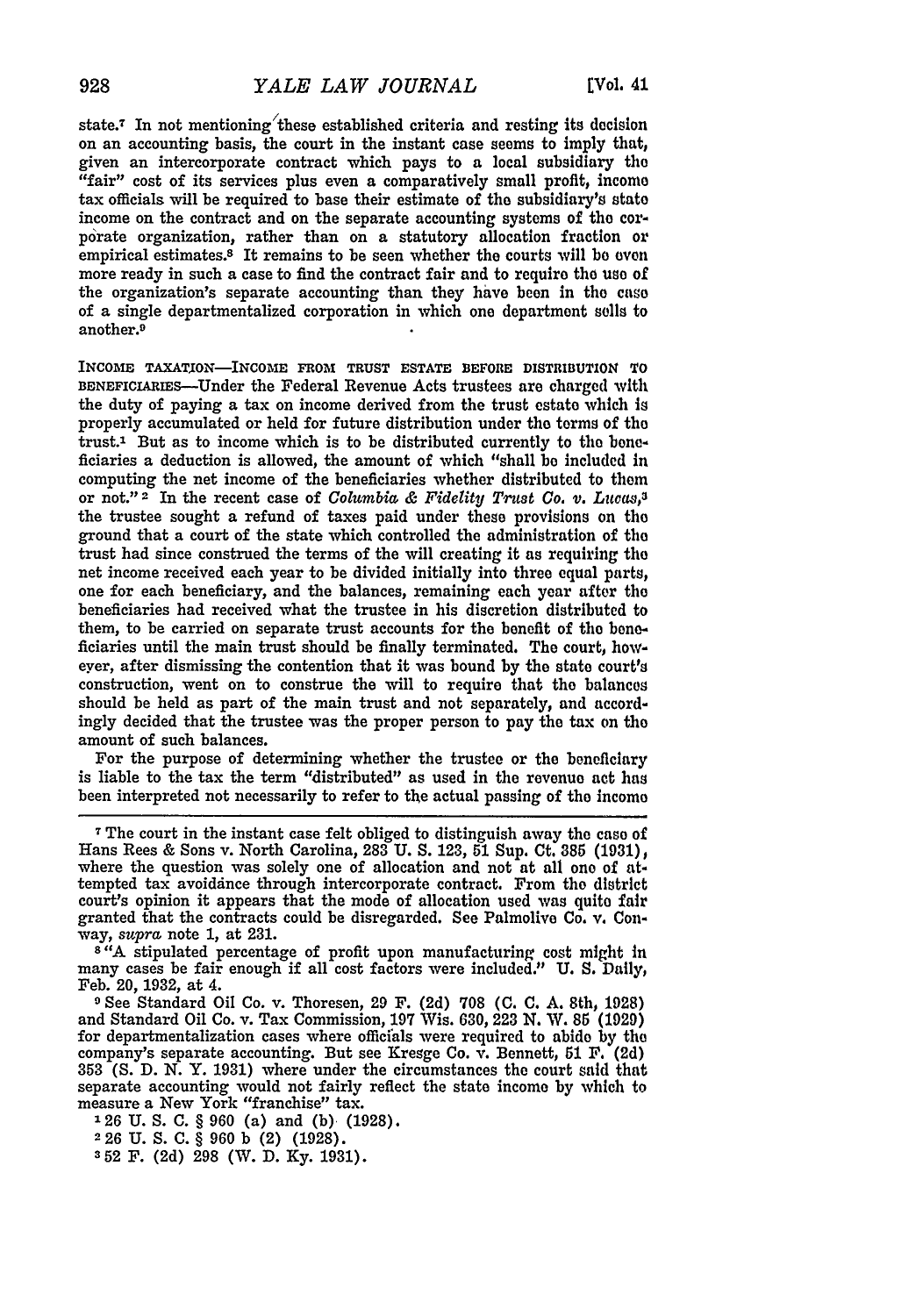state.[7] In not mentioning these established criteria and resting its decision on an accounting basis, the court in the instant case seems to imply that, given an intercorporate contract which pays to a local subsidiary the "fair" cost of its services plus even a comparatively small profit, income tax officials will be required to base their estimate of the subsidiary's state income on the contract and on the separate accounting systems of the corporate organization, rather than on a statutory allocation fraction or empirical estimates.[8] It remains to be seen whether the courts will be even more ready in such a case to find the contract fair and to require the use of the organization's separate accounting than they have been in the case of a single departmentalized corporation in which one department sells to another.[9]

INCOME TAXATION—INCOME FROM TRUST ESTATE BEFORE DISTRIBUTION TO BENEFICIARIES—Under the Federal Revenue Acts trustees are charged with the duty of paying a tax on income derived from the trust estate which is properly accumulated or held for future distribution under the terms of the trust.[1] But as to income which is to be distributed currently to the beneficiaries a deduction is allowed, the amount of which "shall be included in computing the net income of the beneficiaries whether distributed to them or not."[2] In the recent case of *Columbia & Fidelity Trust Co. v. Lucas*,[3] the trustee sought a refund of taxes paid under these provisions on the ground that a court of the state which controlled the administration of the trust had since construed the terms of the will creating it as requiring the net income received each year to be divided initially into three equal parts, one for each beneficiary, and the balances, remaining each year after the beneficiaries had received what the trustee in his discretion distributed to them, to be carried on separate trust accounts for the benefit of the beneficiaries until the main trust should be finally terminated. The court, however, after dismissing the contention that it was bound by the state court's construction, went on to construe the will to require that the balances should be held as part of the main trust and not separately, and accordingly decided that the trustee was the proper person to pay the tax on the amount of such balances.

For the purpose of determining whether the trustee or the beneficiary is liable to the tax the term "distributed" as used in the revenue act has been interpreted not necessarily to refer to the actual passing of the income

---

[7] The court in the instant case felt obliged to distinguish away the case of Hans Rees & Sons v. North Carolina, 283 U. S. 123, 51 Sup. Ct. 385 (1931), where the question was solely one of allocation and not at all one of attempted tax avoidance through intercorporate contract. From the district court's opinion it appears that the mode of allocation used was quite fair granted that the contracts could be disregarded. See Palmolive Co. v. Conway, *supra* note 1, at 231.

[8] "A stipulated percentage of profit upon manufacturing cost might in many cases be fair enough if all cost factors were included." U. S. Daily, Feb. 20, 1932, at 4.

[9] See Standard Oil Co. v. Thoresen, 29 F. (2d) 708 (C. C. A. 8th, 1928) and Standard Oil Co. v. Tax Commission, 197 Wis. 630, 223 N. W. 85 (1929) for departmentalization cases where officials were required to abide by the company's separate accounting. But see Kresge Co. v. Bennett, 51 F. (2d) 353 (S. D. N. Y. 1931) where under the circumstances the court said that separate accounting would not fairly reflect the state income by which to measure a New York "franchise" tax.

[1] 26 U. S. C. § 960 (a) and (b) (1928).

[2] 26 U. S. C. § 960 b (2) (1928).

[3] 52 F. (2d) 298 (W. D. Ky. 1931).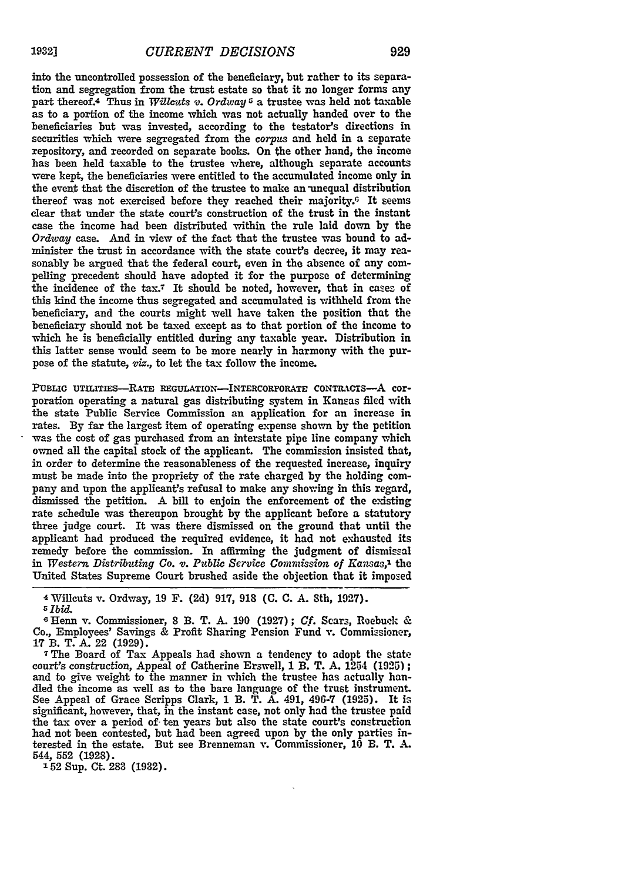into the uncontrolled possession of the beneficiary, but rather to its separation and segregation from the trust estate so that it no longer forms any part thereof.[4] Thus in *Willcuts v. Ordway*[5] a trustee was held not taxable as to a portion of the income which was not actually handed over to the beneficiaries but was invested, according to the testator's directions in securities which were segregated from the *corpus* and held in a separate repository, and recorded on separate books. On the other hand, the income has been held taxable to the trustee where, although separate accounts were kept, the beneficiaries were entitled to the accumulated income only in the event that the discretion of the trustee to make an unequal distribution thereof was not exercised before they reached their majority.[6] It seems clear that under the state court's construction of the trust in the instant case the income had been distributed within the rule laid down by the *Ordway* case. And in view of the fact that the trustee was bound to administer the trust in accordance with the state court's decree, it may reasonably be argued that the federal court, even in the absence of any compelling precedent should have adopted it for the purpose of determining the incidence of the tax.[7] It should be noted, however, that in cases of this kind the income thus segregated and accumulated is withheld from the beneficiary, and the courts might well have taken the position that the beneficiary should not be taxed except as to that portion of the income to which he is beneficially entitled during any taxable year. Distribution in this latter sense would seem to be more nearly in harmony with the purpose of the statute, *viz.*, to let the tax follow the income.

PUBLIC UTILITIES—RATE REGULATION—INTERCORPORATE CONTRACTS—A corporation operating a natural gas distributing system in Kansas filed with the state Public Service Commission an application for an increase in rates. By far the largest item of operating expense shown by the petition was the cost of gas purchased from an interstate pipe line company which owned all the capital stock of the applicant. The commission insisted that, in order to determine the reasonableness of the requested increase, inquiry must be made into the propriety of the rate charged by the holding company and upon the applicant's refusal to make any showing in this regard, dismissed the petition. A bill to enjoin the enforcement of the existing rate schedule was thereupon brought by the applicant before a statutory three judge court. It was there dismissed on the ground that until the applicant had produced the required evidence, it had not exhausted its remedy before the commission. In affirming the judgment of dismissal in *Western Distributing Co. v. Public Service Commission of Kansas*,[1] the United States Supreme Court brushed aside the objection that it imposed

[4] Willcuts v. Ordway, 19 F. (2d) 917, 918 (C. C. A. 8th, 1927).

[5] *Ibid.*

[6] Henn v. Commissioner, 8 B. T. A. 190 (1927); *Cf.* Sears, Roebuck & Co., Employees' Savings & Profit Sharing Pension Fund v. Commissioner, 17 B. T. A. 22 (1929).

[7] The Board of Tax Appeals had shown a tendency to adopt the state court's construction, Appeal of Catherine Erswell, 1 B. T. A. 1254 (1925); and to give weight to the manner in which the trustee has actually handled the income as well as to the bare language of the trust instrument. See Appeal of Grace Scripps Clark, 1 B. T. A. 491, 496-7 (1925). It is significant, however, that, in the instant case, not only had the trustee paid the tax over a period of ten years but also the state court's construction had not been contested, but had been agreed upon by the only parties interested in the estate. But see Brenneman v. Commissioner, 10 B. T. A. 544, 552 (1928).

[1] 52 Sup. Ct. 283 (1932).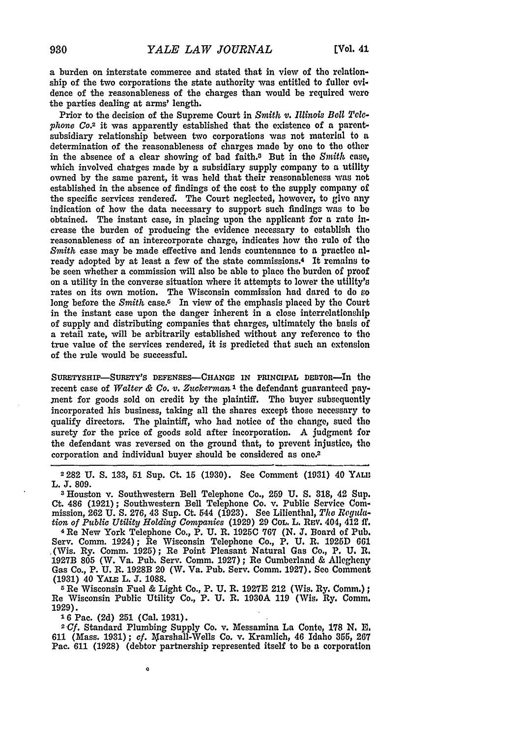a burden on interstate commerce and stated that in view of the relationship of the two corporations the state authority was entitled to fuller evidence of the reasonableness of the charges than would be required were the parties dealing at arms' length.

Prior to the decision of the Supreme Court in *Smith v. Illinois Bell Telephone Co.*[2] it was apparently established that the existence of a parent-subsidiary relationship between two corporations was not material to a determination of the reasonableness of charges made by one to the other in the absence of a clear showing of bad faith.[3] But in the *Smith* case, which involved charges made by a subsidiary supply company to a utility owned by the same parent, it was held that their reasonableness was not established in the absence of findings of the cost to the supply company of the specific services rendered. The Court neglected, however, to give any indication of how the data necessary to support such findings was to be obtained. The instant case, in placing upon the applicant for a rate increase the burden of producing the evidence necessary to establish the reasonableness of an intercorporate charge, indicates how the rule of the *Smith* case may be made effective and lends countenance to a practice already adopted by at least a few of the state commissions.[4] It remains to be seen whether a commission will also be able to place the burden of proof on a utility in the converse situation where it attempts to lower the utility's rates on its own motion. The Wisconsin commission had dared to do so long before the *Smith* case.[5] In view of the emphasis placed by the Court in the instant case upon the danger inherent in a close interrelationship of supply and distributing companies that charges, ultimately the basis of a retail rate, will be arbitrarily established without any reference to the true value of the services rendered, it is predicted that such an extension of the rule would be successful.

SURETYSHIP—SURETY'S DEFENSES—CHANGE IN PRINCIPAL DEBTOR—In the recent case of *Walter & Co. v. Zuckerman*[1] the defendant guaranteed payment for goods sold on credit by the plaintiff. The buyer subsequently incorporated his business, taking all the shares except those necessary to qualify directors. The plaintiff, who had notice of the change, sued the surety for the price of goods sold after incorporation. A judgment for the defendant was reversed on the ground that, to prevent injustice, the corporation and individual buyer should be considered as one.[2]

---

[2] 282 U. S. 133, 51 Sup. Ct. 15 (1930). See Comment (1931) 40 YALE L. J. 809.

[3] Houston v. Southwestern Bell Telephone Co., 259 U. S. 318, 42 Sup. Ct. 486 (1921); Southwestern Bell Telephone Co. v. Public Service Commission, 262 U. S. 276, 43 Sup. Ct. 544 (1923). See Lilienthal, *The Regulation of Public Utility Holding Companies* (1929) 29 COL. L. REV. 404, 412 ff.

[4] Re New York Telephone Co., P. U. R. 1925C 767 (N. J. Board of Pub. Serv. Comm. 1924); Re Wisconsin Telephone Co., P. U. R. 1925D 661 (Wis. Ry. Comm. 1925); Re Point Pleasant Natural Gas Co., P. U. R. 1927B 805 (W. Va. Pub. Serv. Comm. 1927); Re Cumberland & Allegheny Gas Co., P. U. R. 1928B 20 (W. Va. Pub. Serv. Comm. 1927). See Comment (1931) 40 YALE L. J. 1088.

[5] Re Wisconsin Fuel & Light Co., P. U. R. 1927E 212 (Wis. Ry. Comm.); Re Wisconsin Public Utility Co., P. U. R. 1930A 119 (Wis. Ry. Comm. 1929).

[1] 6 Pac. (2d) 251 (Cal. 1931).

[2] *Cf.* Standard Plumbing Supply Co. v. Messamina La Conte, 178 N. E. 611 (Mass. 1931); *cf.* Marshall-Wells Co. v. Kramlich, 46 Idaho 355, 267 Pac. 611 (1928) (debtor partnership represented itself to be a corporation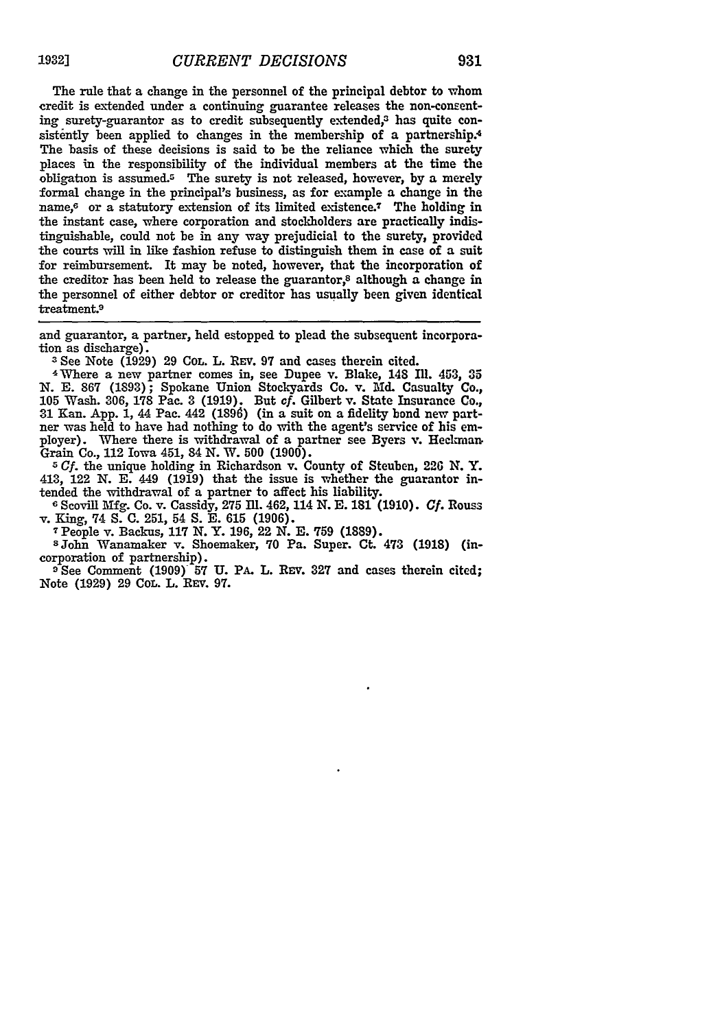The rule that a change in the personnel of the principal debtor to whom credit is extended under a continuing guarantee releases the non-consenting surety-guarantor as to credit subsequently extended,[3] has quite consistently been applied to changes in the membership of a partnership.[4] The basis of these decisions is said to be the reliance which the surety places in the responsibility of the individual members at the time the obligation is assumed.[5] The surety is not released, however, by a merely formal change in the principal's business, as for example a change in the name,[6] or a statutory extension of its limited existence.[7] The holding in the instant case, where corporation and stockholders are practically indistinguishable, could not be in any way prejudicial to the surety, provided the courts will in like fashion refuse to distinguish them in case of a suit for reimbursement. It may be noted, however, that the incorporation of the creditor has been held to release the guarantor,[8] although a change in the personnel of either debtor or creditor has usually been given identical treatment.[9]

---

and guarantor, a partner, held estopped to plead the subsequent incorporation as discharge).

[3] See Note (1929) 29 COL. L. REV. 97 and cases therein cited.

[4] Where a new partner comes in, see Dupee v. Blake, 148 Ill. 453, 35 N. E. 867 (1893); Spokane Union Stockyards Co. v. Md. Casualty Co., 105 Wash. 306, 178 Pac. 3 (1919). But *cf.* Gilbert v. State Insurance Co., 31 Kan. App. 1, 44 Pac. 442 (1896) (in a suit on a fidelity bond new partner was held to have had nothing to do with the agent's service of his employer). Where there is withdrawal of a partner see Byers v. Heckman Grain Co., 112 Iowa 451, 84 N. W. 500 (1900).

[5] *Cf.* the unique holding in Richardson v. County of Steuben, 226 N. Y. 413, 122 N. E. 449 (1919) that the issue is whether the guarantor intended the withdrawal of a partner to affect his liability.

[6] Scovill Mfg. Co. v. Cassidy, 275 Ill. 462, 114 N. E. 181 (1910). *Cf.* Rouss v. King, 74 S. C. 251, 54 S. E. 615 (1906).

[7] People v. Backus, 117 N. Y. 196, 22 N. E. 759 (1889).

[8] John Wanamaker v. Shoemaker, 70 Pa. Super. Ct. 473 (1918) (incorporation of partnership).

[9] See Comment (1909) 57 U. PA. L. REV. 327 and cases therein cited; Note (1929) 29 COL. L. REV. 97.